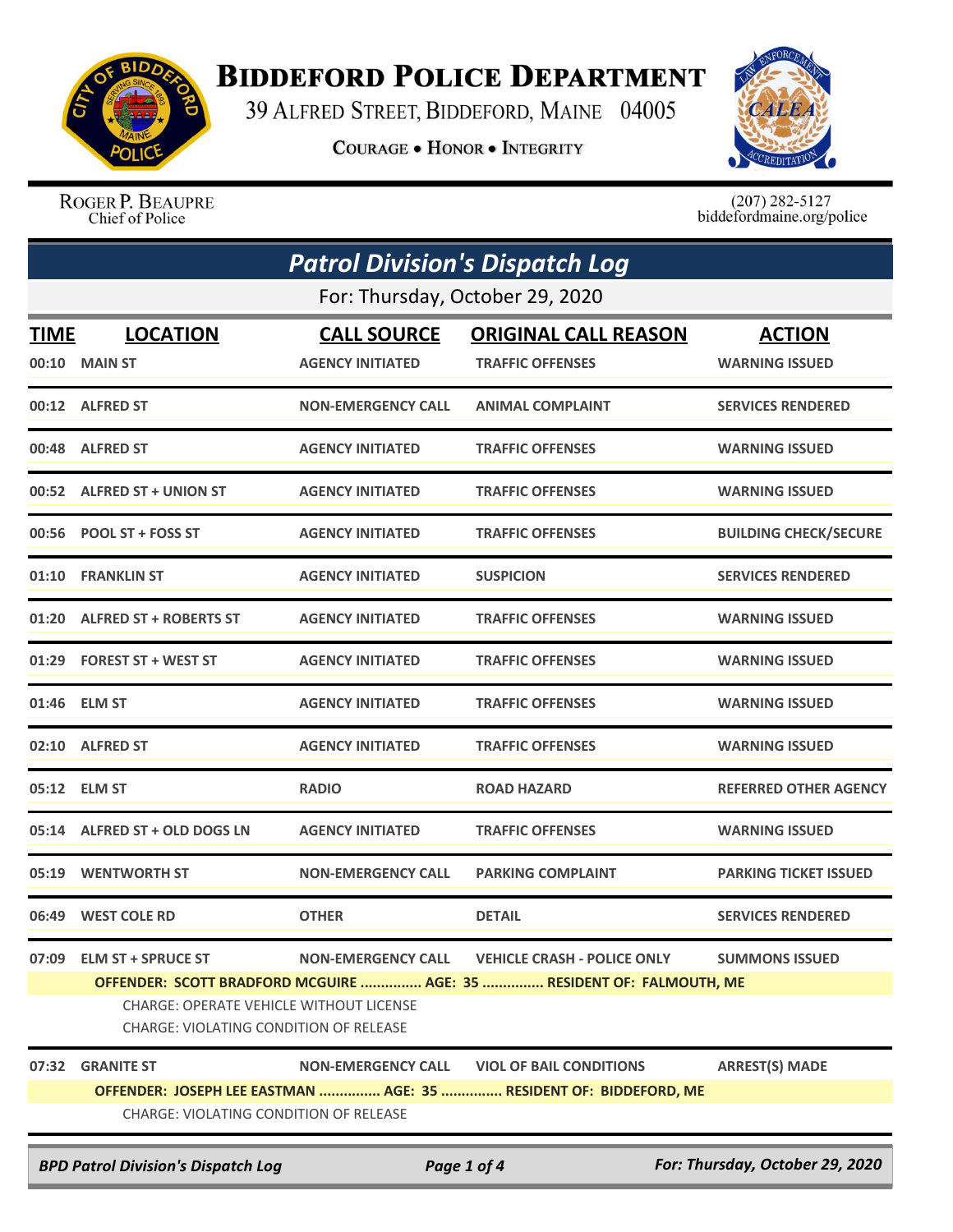# Biddeford Police Department

39 Alfred Street, Biddeford, Maine 04005

**Courage • Honor • Integrity**

Roger P. Beaupre
Chief of Police

(207) 282-5127
biddefordmaine.org/police

## *Patrol Division's Dispatch Log*

For: Thursday, October 29, 2020

| TIME | LOCATION | CALL SOURCE | ORIGINAL CALL REASON | ACTION |
|---|---|---|---|---|
| 00:10 | MAIN ST | AGENCY INITIATED | TRAFFIC OFFENSES | WARNING ISSUED |
| 00:12 | ALFRED ST | NON-EMERGENCY CALL | ANIMAL COMPLAINT | SERVICES RENDERED |
| 00:48 | ALFRED ST | AGENCY INITIATED | TRAFFIC OFFENSES | WARNING ISSUED |
| 00:52 | ALFRED ST + UNION ST | AGENCY INITIATED | TRAFFIC OFFENSES | WARNING ISSUED |
| 00:56 | POOL ST + FOSS ST | AGENCY INITIATED | TRAFFIC OFFENSES | BUILDING CHECK/SECURE |
| 01:10 | FRANKLIN ST | AGENCY INITIATED | SUSPICION | SERVICES RENDERED |
| 01:20 | ALFRED ST + ROBERTS ST | AGENCY INITIATED | TRAFFIC OFFENSES | WARNING ISSUED |
| 01:29 | FOREST ST + WEST ST | AGENCY INITIATED | TRAFFIC OFFENSES | WARNING ISSUED |
| 01:46 | ELM ST | AGENCY INITIATED | TRAFFIC OFFENSES | WARNING ISSUED |
| 02:10 | ALFRED ST | AGENCY INITIATED | TRAFFIC OFFENSES | WARNING ISSUED |
| 05:12 | ELM ST | RADIO | ROAD HAZARD | REFERRED OTHER AGENCY |
| 05:14 | ALFRED ST + OLD DOGS LN | AGENCY INITIATED | TRAFFIC OFFENSES | WARNING ISSUED |
| 05:19 | WENTWORTH ST | NON-EMERGENCY CALL | PARKING COMPLAINT | PARKING TICKET ISSUED |
| 06:49 | WEST COLE RD | OTHER | DETAIL | SERVICES RENDERED |
| 07:09 | ELM ST + SPRUCE ST | NON-EMERGENCY CALL | VEHICLE CRASH - POLICE ONLY | SUMMONS ISSUED |

**OFFENDER: SCOTT BRADFORD MCGUIRE ............... AGE: 35 ............... RESIDENT OF: FALMOUTH, ME**

CHARGE: OPERATE VEHICLE WITHOUT LICENSE
CHARGE: VIOLATING CONDITION OF RELEASE

| TIME | LOCATION | CALL SOURCE | ORIGINAL CALL REASON | ACTION |
|---|---|---|---|---|
| 07:32 | GRANITE ST | NON-EMERGENCY CALL | VIOL OF BAIL CONDITIONS | ARREST(S) MADE |

**OFFENDER: JOSEPH LEE EASTMAN ............... AGE: 35 ............... RESIDENT OF: BIDDEFORD, ME**

CHARGE: VIOLATING CONDITION OF RELEASE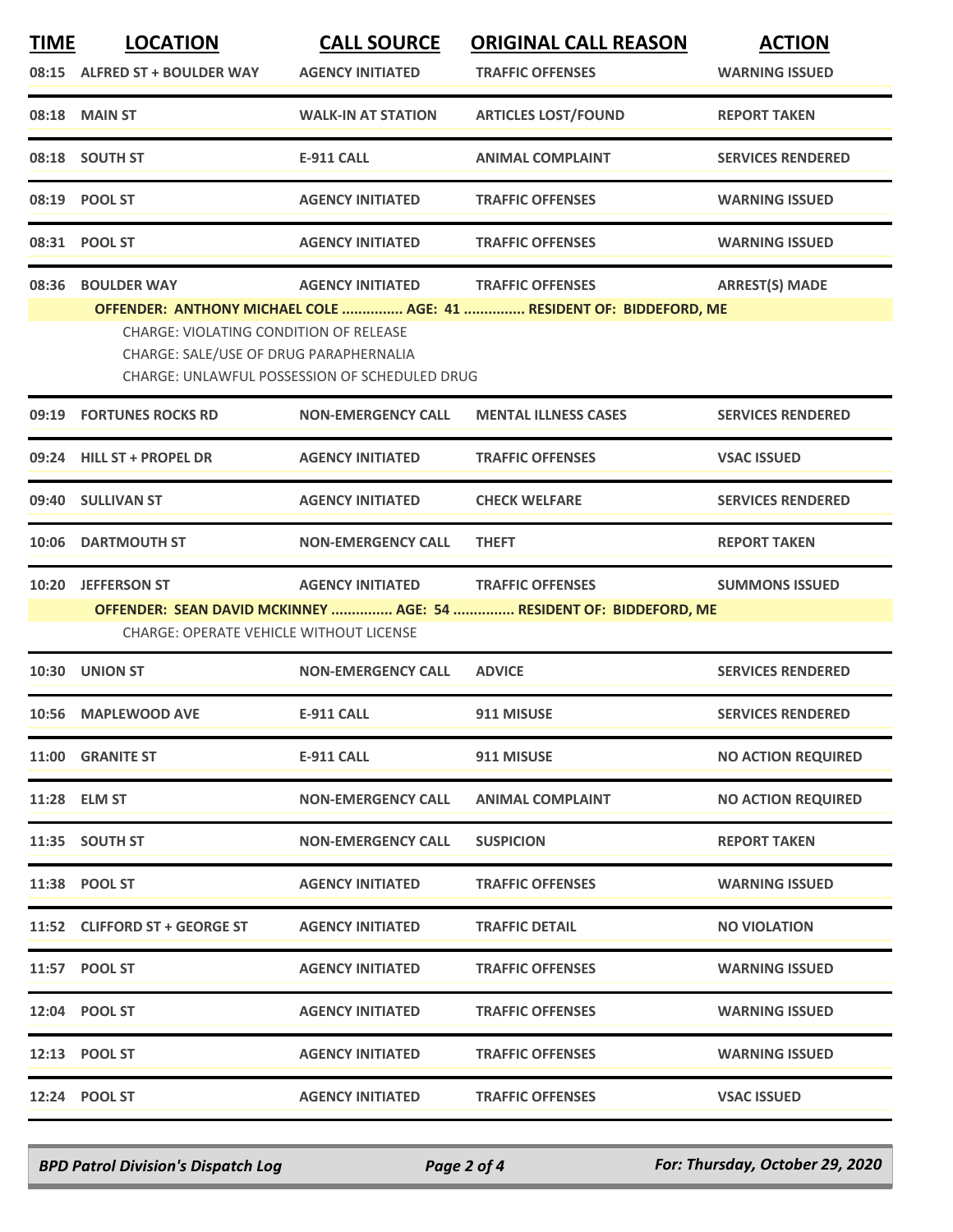| TIME | LOCATION | CALL SOURCE | ORIGINAL CALL REASON | ACTION |
|---|---|---|---|---|
| 08:15 | ALFRED ST + BOULDER WAY | AGENCY INITIATED | TRAFFIC OFFENSES | WARNING ISSUED |
| 08:18 | MAIN ST | WALK-IN AT STATION | ARTICLES LOST/FOUND | REPORT TAKEN |
| 08:18 | SOUTH ST | E-911 CALL | ANIMAL COMPLAINT | SERVICES RENDERED |
| 08:19 | POOL ST | AGENCY INITIATED | TRAFFIC OFFENSES | WARNING ISSUED |
| 08:31 | POOL ST | AGENCY INITIATED | TRAFFIC OFFENSES | WARNING ISSUED |
| 08:36 | BOULDER WAY | AGENCY INITIATED | TRAFFIC OFFENSES | ARREST(S) MADE |

**OFFENDER: ANTHONY MICHAEL COLE ............... AGE: 41 ............... RESIDENT OF: BIDDEFORD, ME**

CHARGE: VIOLATING CONDITION OF RELEASE
CHARGE: SALE/USE OF DRUG PARAPHERNALIA
CHARGE: UNLAWFUL POSSESSION OF SCHEDULED DRUG

| TIME | LOCATION | CALL SOURCE | ORIGINAL CALL REASON | ACTION |
|---|---|---|---|---|
| 09:19 | FORTUNES ROCKS RD | NON-EMERGENCY CALL | MENTAL ILLNESS CASES | SERVICES RENDERED |
| 09:24 | HILL ST + PROPEL DR | AGENCY INITIATED | TRAFFIC OFFENSES | VSAC ISSUED |
| 09:40 | SULLIVAN ST | AGENCY INITIATED | CHECK WELFARE | SERVICES RENDERED |
| 10:06 | DARTMOUTH ST | NON-EMERGENCY CALL | THEFT | REPORT TAKEN |
| 10:20 | JEFFERSON ST | AGENCY INITIATED | TRAFFIC OFFENSES | SUMMONS ISSUED |

**OFFENDER: SEAN DAVID MCKINNEY ............... AGE: 54 ............... RESIDENT OF: BIDDEFORD, ME**

CHARGE: OPERATE VEHICLE WITHOUT LICENSE

| TIME | LOCATION | CALL SOURCE | ORIGINAL CALL REASON | ACTION |
|---|---|---|---|---|
| 10:30 | UNION ST | NON-EMERGENCY CALL | ADVICE | SERVICES RENDERED |
| 10:56 | MAPLEWOOD AVE | E-911 CALL | 911 MISUSE | SERVICES RENDERED |
| 11:00 | GRANITE ST | E-911 CALL | 911 MISUSE | NO ACTION REQUIRED |
| 11:28 | ELM ST | NON-EMERGENCY CALL | ANIMAL COMPLAINT | NO ACTION REQUIRED |
| 11:35 | SOUTH ST | NON-EMERGENCY CALL | SUSPICION | REPORT TAKEN |
| 11:38 | POOL ST | AGENCY INITIATED | TRAFFIC OFFENSES | WARNING ISSUED |
| 11:52 | CLIFFORD ST + GEORGE ST | AGENCY INITIATED | TRAFFIC DETAIL | NO VIOLATION |
| 11:57 | POOL ST | AGENCY INITIATED | TRAFFIC OFFENSES | WARNING ISSUED |
| 12:04 | POOL ST | AGENCY INITIATED | TRAFFIC OFFENSES | WARNING ISSUED |
| 12:13 | POOL ST | AGENCY INITIATED | TRAFFIC OFFENSES | WARNING ISSUED |
| 12:24 | POOL ST | AGENCY INITIATED | TRAFFIC OFFENSES | VSAC ISSUED |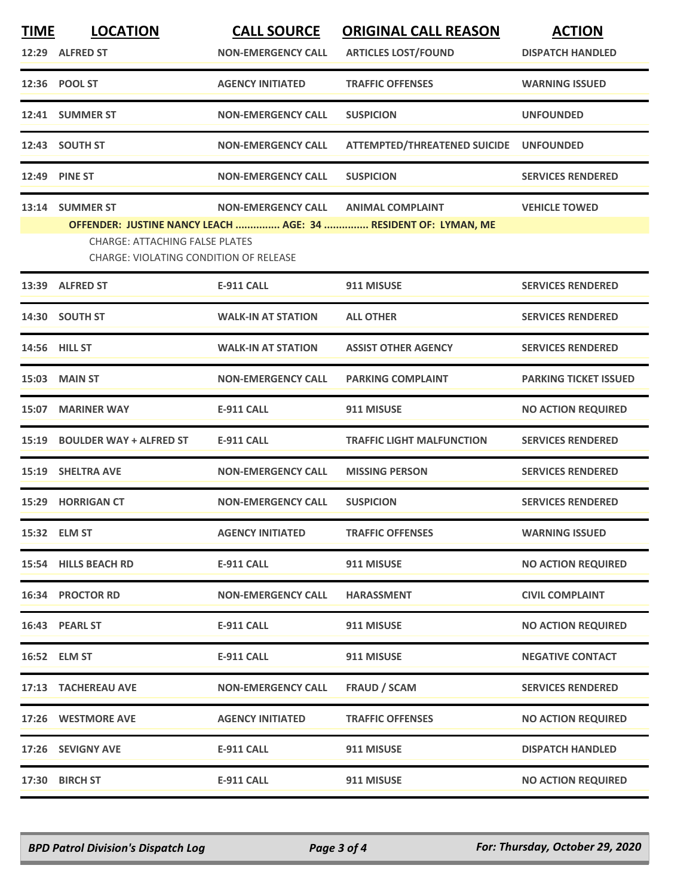| TIME | LOCATION | CALL SOURCE | ORIGINAL CALL REASON | ACTION |
|---|---|---|---|---|
| 12:29 | ALFRED ST | NON-EMERGENCY CALL | ARTICLES LOST/FOUND | DISPATCH HANDLED |
| 12:36 | POOL ST | AGENCY INITIATED | TRAFFIC OFFENSES | WARNING ISSUED |
| 12:41 | SUMMER ST | NON-EMERGENCY CALL | SUSPICION | UNFOUNDED |
| 12:43 | SOUTH ST | NON-EMERGENCY CALL | ATTEMPTED/THREATENED SUICIDE | UNFOUNDED |
| 12:49 | PINE ST | NON-EMERGENCY CALL | SUSPICION | SERVICES RENDERED |
| 13:14 | SUMMER ST | NON-EMERGENCY CALL | ANIMAL COMPLAINT | VEHICLE TOWED |

**OFFENDER: JUSTINE NANCY LEACH ............... AGE: 34 ............... RESIDENT OF: LYMAN, ME**

CHARGE: ATTACHING FALSE PLATES
CHARGE: VIOLATING CONDITION OF RELEASE

| TIME | LOCATION | CALL SOURCE | ORIGINAL CALL REASON | ACTION |
|---|---|---|---|---|
| 13:39 | ALFRED ST | E-911 CALL | 911 MISUSE | SERVICES RENDERED |
| 14:30 | SOUTH ST | WALK-IN AT STATION | ALL OTHER | SERVICES RENDERED |
| 14:56 | HILL ST | WALK-IN AT STATION | ASSIST OTHER AGENCY | SERVICES RENDERED |
| 15:03 | MAIN ST | NON-EMERGENCY CALL | PARKING COMPLAINT | PARKING TICKET ISSUED |
| 15:07 | MARINER WAY | E-911 CALL | 911 MISUSE | NO ACTION REQUIRED |
| 15:19 | BOULDER WAY + ALFRED ST | E-911 CALL | TRAFFIC LIGHT MALFUNCTION | SERVICES RENDERED |
| 15:19 | SHELTRA AVE | NON-EMERGENCY CALL | MISSING PERSON | SERVICES RENDERED |
| 15:29 | HORRIGAN CT | NON-EMERGENCY CALL | SUSPICION | SERVICES RENDERED |
| 15:32 | ELM ST | AGENCY INITIATED | TRAFFIC OFFENSES | WARNING ISSUED |
| 15:54 | HILLS BEACH RD | E-911 CALL | 911 MISUSE | NO ACTION REQUIRED |
| 16:34 | PROCTOR RD | NON-EMERGENCY CALL | HARASSMENT | CIVIL COMPLAINT |
| 16:43 | PEARL ST | E-911 CALL | 911 MISUSE | NO ACTION REQUIRED |
| 16:52 | ELM ST | E-911 CALL | 911 MISUSE | NEGATIVE CONTACT |
| 17:13 | TACHEREAU AVE | NON-EMERGENCY CALL | FRAUD / SCAM | SERVICES RENDERED |
| 17:26 | WESTMORE AVE | AGENCY INITIATED | TRAFFIC OFFENSES | NO ACTION REQUIRED |
| 17:26 | SEVIGNY AVE | E-911 CALL | 911 MISUSE | DISPATCH HANDLED |
| 17:30 | BIRCH ST | E-911 CALL | 911 MISUSE | NO ACTION REQUIRED |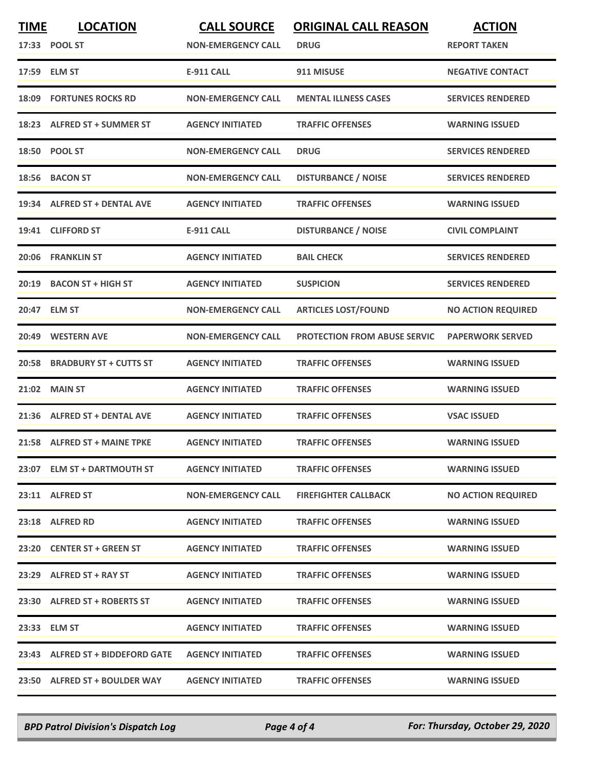| TIME | LOCATION | CALL SOURCE | ORIGINAL CALL REASON | ACTION |
|---|---|---|---|---|
| 17:33 | POOL ST | NON-EMERGENCY CALL | DRUG | REPORT TAKEN |
| 17:59 | ELM ST | E-911 CALL | 911 MISUSE | NEGATIVE CONTACT |
| 18:09 | FORTUNES ROCKS RD | NON-EMERGENCY CALL | MENTAL ILLNESS CASES | SERVICES RENDERED |
| 18:23 | ALFRED ST + SUMMER ST | AGENCY INITIATED | TRAFFIC OFFENSES | WARNING ISSUED |
| 18:50 | POOL ST | NON-EMERGENCY CALL | DRUG | SERVICES RENDERED |
| 18:56 | BACON ST | NON-EMERGENCY CALL | DISTURBANCE / NOISE | SERVICES RENDERED |
| 19:34 | ALFRED ST + DENTAL AVE | AGENCY INITIATED | TRAFFIC OFFENSES | WARNING ISSUED |
| 19:41 | CLIFFORD ST | E-911 CALL | DISTURBANCE / NOISE | CIVIL COMPLAINT |
| 20:06 | FRANKLIN ST | AGENCY INITIATED | BAIL CHECK | SERVICES RENDERED |
| 20:19 | BACON ST + HIGH ST | AGENCY INITIATED | SUSPICION | SERVICES RENDERED |
| 20:47 | ELM ST | NON-EMERGENCY CALL | ARTICLES LOST/FOUND | NO ACTION REQUIRED |
| 20:49 | WESTERN AVE | NON-EMERGENCY CALL | PROTECTION FROM ABUSE SERVIC | PAPERWORK SERVED |
| 20:58 | BRADBURY ST + CUTTS ST | AGENCY INITIATED | TRAFFIC OFFENSES | WARNING ISSUED |
| 21:02 | MAIN ST | AGENCY INITIATED | TRAFFIC OFFENSES | WARNING ISSUED |
| 21:36 | ALFRED ST + DENTAL AVE | AGENCY INITIATED | TRAFFIC OFFENSES | VSAC ISSUED |
| 21:58 | ALFRED ST + MAINE TPKE | AGENCY INITIATED | TRAFFIC OFFENSES | WARNING ISSUED |
| 23:07 | ELM ST + DARTMOUTH ST | AGENCY INITIATED | TRAFFIC OFFENSES | WARNING ISSUED |
| 23:11 | ALFRED ST | NON-EMERGENCY CALL | FIREFIGHTER CALLBACK | NO ACTION REQUIRED |
| 23:18 | ALFRED RD | AGENCY INITIATED | TRAFFIC OFFENSES | WARNING ISSUED |
| 23:20 | CENTER ST + GREEN ST | AGENCY INITIATED | TRAFFIC OFFENSES | WARNING ISSUED |
| 23:29 | ALFRED ST + RAY ST | AGENCY INITIATED | TRAFFIC OFFENSES | WARNING ISSUED |
| 23:30 | ALFRED ST + ROBERTS ST | AGENCY INITIATED | TRAFFIC OFFENSES | WARNING ISSUED |
| 23:33 | ELM ST | AGENCY INITIATED | TRAFFIC OFFENSES | WARNING ISSUED |
| 23:43 | ALFRED ST + BIDDEFORD GATE | AGENCY INITIATED | TRAFFIC OFFENSES | WARNING ISSUED |
| 23:50 | ALFRED ST + BOULDER WAY | AGENCY INITIATED | TRAFFIC OFFENSES | WARNING ISSUED |